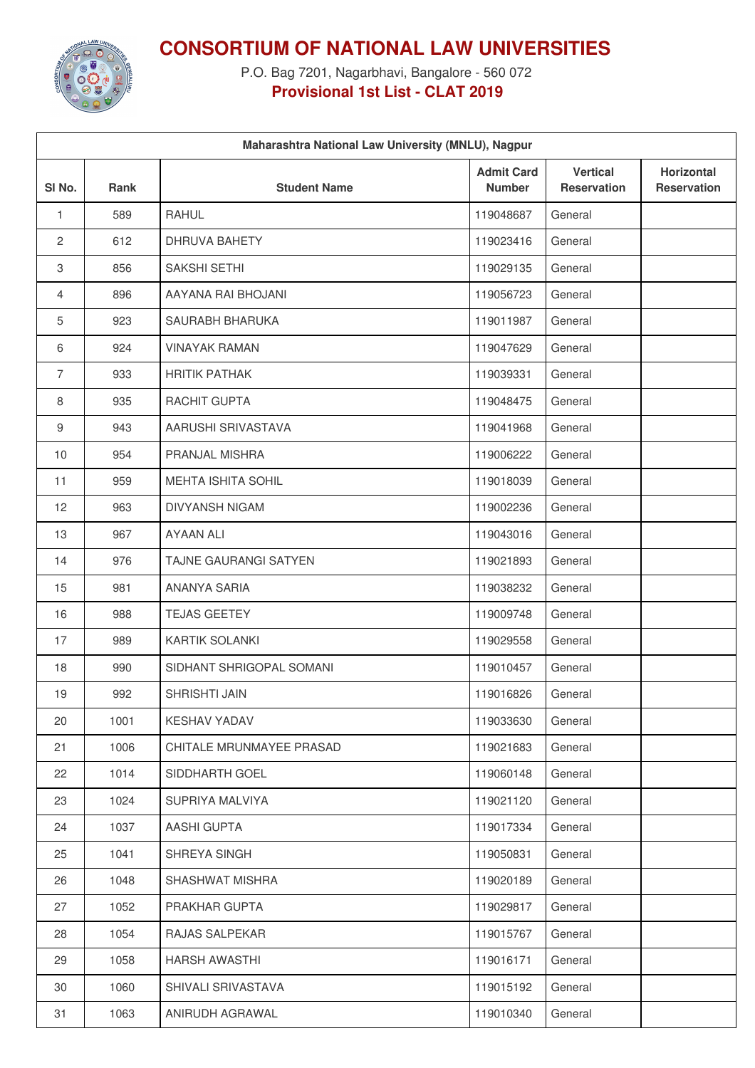# CONSORTIUM OF NATIONAL LAW UNIVERSITIES

P.O. Bag 7201, Nagarbhavi, Bangalore - 560 072

**Provisional 1st List - CLAT 2019**

| Maharashtra National Law University (MNLU), Nagpur | | | | | |
|---|---|---|---|---|---|
| Sl No. | Rank | Student Name | Admit Card Number | Vertical Reservation | Horizontal Reservation |
| 1 | 589 | RAHUL | 119048687 | General | |
| 2 | 612 | DHRUVA BAHETY | 119023416 | General | |
| 3 | 856 | SAKSHI SETHI | 119029135 | General | |
| 4 | 896 | AAYANA RAI BHOJANI | 119056723 | General | |
| 5 | 923 | SAURABH BHARUKA | 119011987 | General | |
| 6 | 924 | VINAYAK RAMAN | 119047629 | General | |
| 7 | 933 | HRITIK PATHAK | 119039331 | General | |
| 8 | 935 | RACHIT GUPTA | 119048475 | General | |
| 9 | 943 | AARUSHI SRIVASTAVA | 119041968 | General | |
| 10 | 954 | PRANJAL MISHRA | 119006222 | General | |
| 11 | 959 | MEHTA ISHITA SOHIL | 119018039 | General | |
| 12 | 963 | DIVYANSH NIGAM | 119002236 | General | |
| 13 | 967 | AYAAN ALI | 119043016 | General | |
| 14 | 976 | TAJNE GAURANGI SATYEN | 119021893 | General | |
| 15 | 981 | ANANYA SARIA | 119038232 | General | |
| 16 | 988 | TEJAS GEETEY | 119009748 | General | |
| 17 | 989 | KARTIK SOLANKI | 119029558 | General | |
| 18 | 990 | SIDHANT SHRIGOPAL SOMANI | 119010457 | General | |
| 19 | 992 | SHRISHTI JAIN | 119016826 | General | |
| 20 | 1001 | KESHAV YADAV | 119033630 | General | |
| 21 | 1006 | CHITALE MRUNMAYEE PRASAD | 119021683 | General | |
| 22 | 1014 | SIDDHARTH GOEL | 119060148 | General | |
| 23 | 1024 | SUPRIYA MALVIYA | 119021120 | General | |
| 24 | 1037 | AASHI GUPTA | 119017334 | General | |
| 25 | 1041 | SHREYA SINGH | 119050831 | General | |
| 26 | 1048 | SHASHWAT MISHRA | 119020189 | General | |
| 27 | 1052 | PRAKHAR GUPTA | 119029817 | General | |
| 28 | 1054 | RAJAS SALPEKAR | 119015767 | General | |
| 29 | 1058 | HARSH AWASTHI | 119016171 | General | |
| 30 | 1060 | SHIVALI SRIVASTAVA | 119015192 | General | |
| 31 | 1063 | ANIRUDH AGRAWAL | 119010340 | General | |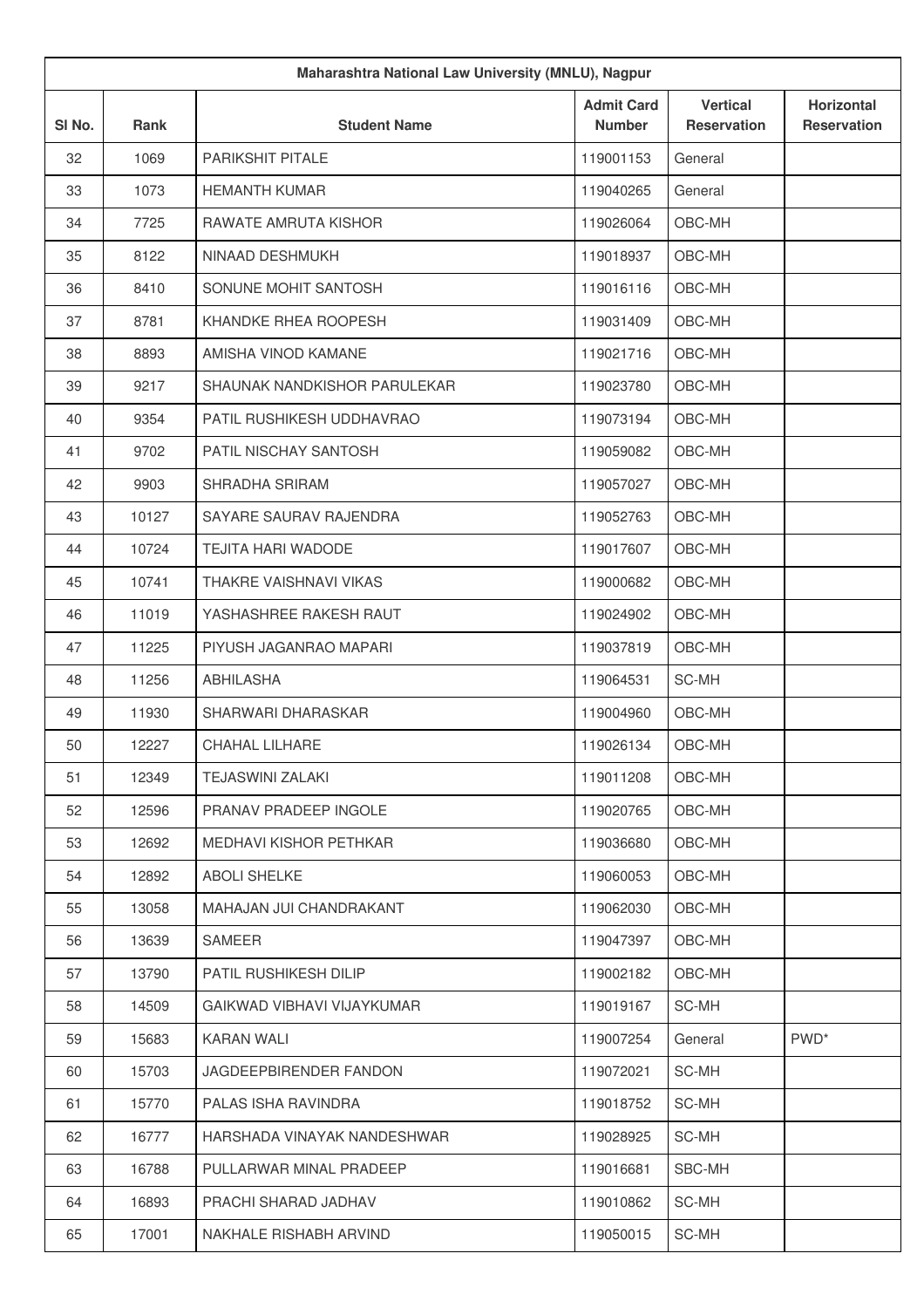| Maharashtra National Law University (MNLU), Nagpur | | | | | |
|---|---|---|---|---|---|
| Sl No. | Rank | Student Name | Admit Card Number | Vertical Reservation | Horizontal Reservation |
| 32 | 1069 | PARIKSHIT PITALE | 119001153 | General | |
| 33 | 1073 | HEMANTH KUMAR | 119040265 | General | |
| 34 | 7725 | RAWATE AMRUTA KISHOR | 119026064 | OBC-MH | |
| 35 | 8122 | NINAAD DESHMUKH | 119018937 | OBC-MH | |
| 36 | 8410 | SONUNE MOHIT SANTOSH | 119016116 | OBC-MH | |
| 37 | 8781 | KHANDKE RHEA ROOPESH | 119031409 | OBC-MH | |
| 38 | 8893 | AMISHA VINOD KAMANE | 119021716 | OBC-MH | |
| 39 | 9217 | SHAUNAK NANDKISHOR PARULEKAR | 119023780 | OBC-MH | |
| 40 | 9354 | PATIL RUSHIKESH UDDHAVRAO | 119073194 | OBC-MH | |
| 41 | 9702 | PATIL NISCHAY SANTOSH | 119059082 | OBC-MH | |
| 42 | 9903 | SHRADHA SRIRAM | 119057027 | OBC-MH | |
| 43 | 10127 | SAYARE SAURAV RAJENDRA | 119052763 | OBC-MH | |
| 44 | 10724 | TEJITA HARI WADODE | 119017607 | OBC-MH | |
| 45 | 10741 | THAKRE VAISHNAVI VIKAS | 119000682 | OBC-MH | |
| 46 | 11019 | YASHASHREE RAKESH RAUT | 119024902 | OBC-MH | |
| 47 | 11225 | PIYUSH JAGANRAO MAPARI | 119037819 | OBC-MH | |
| 48 | 11256 | ABHILASHA | 119064531 | SC-MH | |
| 49 | 11930 | SHARWARI DHARASKAR | 119004960 | OBC-MH | |
| 50 | 12227 | CHAHAL LILHARE | 119026134 | OBC-MH | |
| 51 | 12349 | TEJASWINI ZALAKI | 119011208 | OBC-MH | |
| 52 | 12596 | PRANAV PRADEEP INGOLE | 119020765 | OBC-MH | |
| 53 | 12692 | MEDHAVI KISHOR PETHKAR | 119036680 | OBC-MH | |
| 54 | 12892 | ABOLI SHELKE | 119060053 | OBC-MH | |
| 55 | 13058 | MAHAJAN JUI CHANDRAKANT | 119062030 | OBC-MH | |
| 56 | 13639 | SAMEER | 119047397 | OBC-MH | |
| 57 | 13790 | PATIL RUSHIKESH DILIP | 119002182 | OBC-MH | |
| 58 | 14509 | GAIKWAD VIBHAVI VIJAYKUMAR | 119019167 | SC-MH | |
| 59 | 15683 | KARAN WALI | 119007254 | General | PWD* |
| 60 | 15703 | JAGDEEPBIRENDER FANDON | 119072021 | SC-MH | |
| 61 | 15770 | PALAS ISHA RAVINDRA | 119018752 | SC-MH | |
| 62 | 16777 | HARSHADA VINAYAK NANDESHWAR | 119028925 | SC-MH | |
| 63 | 16788 | PULLARWAR MINAL PRADEEP | 119016681 | SBC-MH | |
| 64 | 16893 | PRACHI SHARAD JADHAV | 119010862 | SC-MH | |
| 65 | 17001 | NAKHALE RISHABH ARVIND | 119050015 | SC-MH | |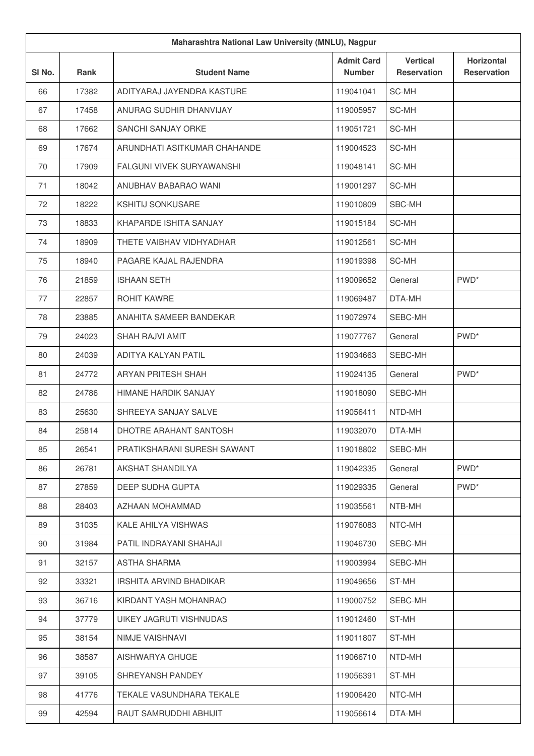| Maharashtra National Law University (MNLU), Nagpur | | | | | |
|---|---|---|---|---|---|
| Sl No. | Rank | Student Name | Admit Card Number | Vertical Reservation | Horizontal Reservation |
| 66 | 17382 | ADITYARAJ JAYENDRA KASTURE | 119041041 | SC-MH | |
| 67 | 17458 | ANURAG SUDHIR DHANVIJAY | 119005957 | SC-MH | |
| 68 | 17662 | SANCHI SANJAY ORKE | 119051721 | SC-MH | |
| 69 | 17674 | ARUNDHATI ASITKUMAR CHAHANDE | 119004523 | SC-MH | |
| 70 | 17909 | FALGUNI VIVEK SURYAWANSHI | 119048141 | SC-MH | |
| 71 | 18042 | ANUBHAV BABARAO WANI | 119001297 | SC-MH | |
| 72 | 18222 | KSHITIJ SONKUSARE | 119010809 | SBC-MH | |
| 73 | 18833 | KHAPARDE ISHITA SANJAY | 119015184 | SC-MH | |
| 74 | 18909 | THETE VAIBHAV VIDHYADHAR | 119012561 | SC-MH | |
| 75 | 18940 | PAGARE KAJAL RAJENDRA | 119019398 | SC-MH | |
| 76 | 21859 | ISHAAN SETH | 119009652 | General | PWD* |
| 77 | 22857 | ROHIT KAWRE | 119069487 | DTA-MH | |
| 78 | 23885 | ANAHITA SAMEER BANDEKAR | 119072974 | SEBC-MH | |
| 79 | 24023 | SHAH RAJVI AMIT | 119077767 | General | PWD* |
| 80 | 24039 | ADITYA KALYAN PATIL | 119034663 | SEBC-MH | |
| 81 | 24772 | ARYAN PRITESH SHAH | 119024135 | General | PWD* |
| 82 | 24786 | HIMANE HARDIK SANJAY | 119018090 | SEBC-MH | |
| 83 | 25630 | SHREEYA SANJAY SALVE | 119056411 | NTD-MH | |
| 84 | 25814 | DHOTRE ARAHANT SANTOSH | 119032070 | DTA-MH | |
| 85 | 26541 | PRATIKSHARANI SURESH SAWANT | 119018802 | SEBC-MH | |
| 86 | 26781 | AKSHAT SHANDILYA | 119042335 | General | PWD* |
| 87 | 27859 | DEEP SUDHA GUPTA | 119029335 | General | PWD* |
| 88 | 28403 | AZHAAN MOHAMMAD | 119035561 | NTB-MH | |
| 89 | 31035 | KALE AHILYA VISHWAS | 119076083 | NTC-MH | |
| 90 | 31984 | PATIL INDRAYANI SHAHAJI | 119046730 | SEBC-MH | |
| 91 | 32157 | ASTHA SHARMA | 119003994 | SEBC-MH | |
| 92 | 33321 | IRSHITA ARVIND BHADIKAR | 119049656 | ST-MH | |
| 93 | 36716 | KIRDANT YASH MOHANRAO | 119000752 | SEBC-MH | |
| 94 | 37779 | UIKEY JAGRUTI VISHNUDAS | 119012460 | ST-MH | |
| 95 | 38154 | NIMJE VAISHNAVI | 119011807 | ST-MH | |
| 96 | 38587 | AISHWARYA GHUGE | 119066710 | NTD-MH | |
| 97 | 39105 | SHREYANSH PANDEY | 119056391 | ST-MH | |
| 98 | 41776 | TEKALE VASUNDHARA TEKALE | 119006420 | NTC-MH | |
| 99 | 42594 | RAUT SAMRUDDHI ABHIJIT | 119056614 | DTA-MH | |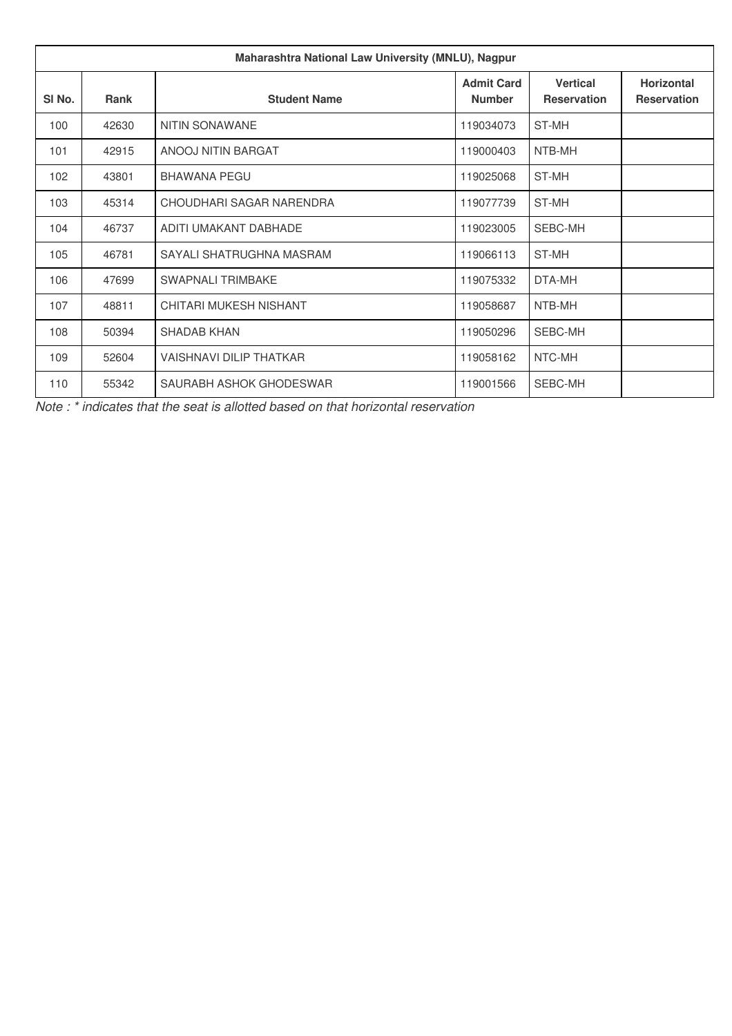| Maharashtra National Law University (MNLU), Nagpur | | | | | |
|---|---|---|---|---|---|
| Sl No. | Rank | Student Name | Admit Card Number | Vertical Reservation | Horizontal Reservation |
| 100 | 42630 | NITIN SONAWANE | 119034073 | ST-MH | |
| 101 | 42915 | ANOOJ NITIN BARGAT | 119000403 | NTB-MH | |
| 102 | 43801 | BHAWANA PEGU | 119025068 | ST-MH | |
| 103 | 45314 | CHOUDHARI SAGAR NARENDRA | 119077739 | ST-MH | |
| 104 | 46737 | ADITI UMAKANT DABHADE | 119023005 | SEBC-MH | |
| 105 | 46781 | SAYALI SHATRUGHNA MASRAM | 119066113 | ST-MH | |
| 106 | 47699 | SWAPNALI TRIMBAKE | 119075332 | DTA-MH | |
| 107 | 48811 | CHITARI MUKESH NISHANT | 119058687 | NTB-MH | |
| 108 | 50394 | SHADAB KHAN | 119050296 | SEBC-MH | |
| 109 | 52604 | VAISHNAVI DILIP THATKAR | 119058162 | NTC-MH | |
| 110 | 55342 | SAURABH ASHOK GHODESWAR | 119001566 | SEBC-MH | |

*Note : * indicates that the seat is allotted based on that horizontal reservation*